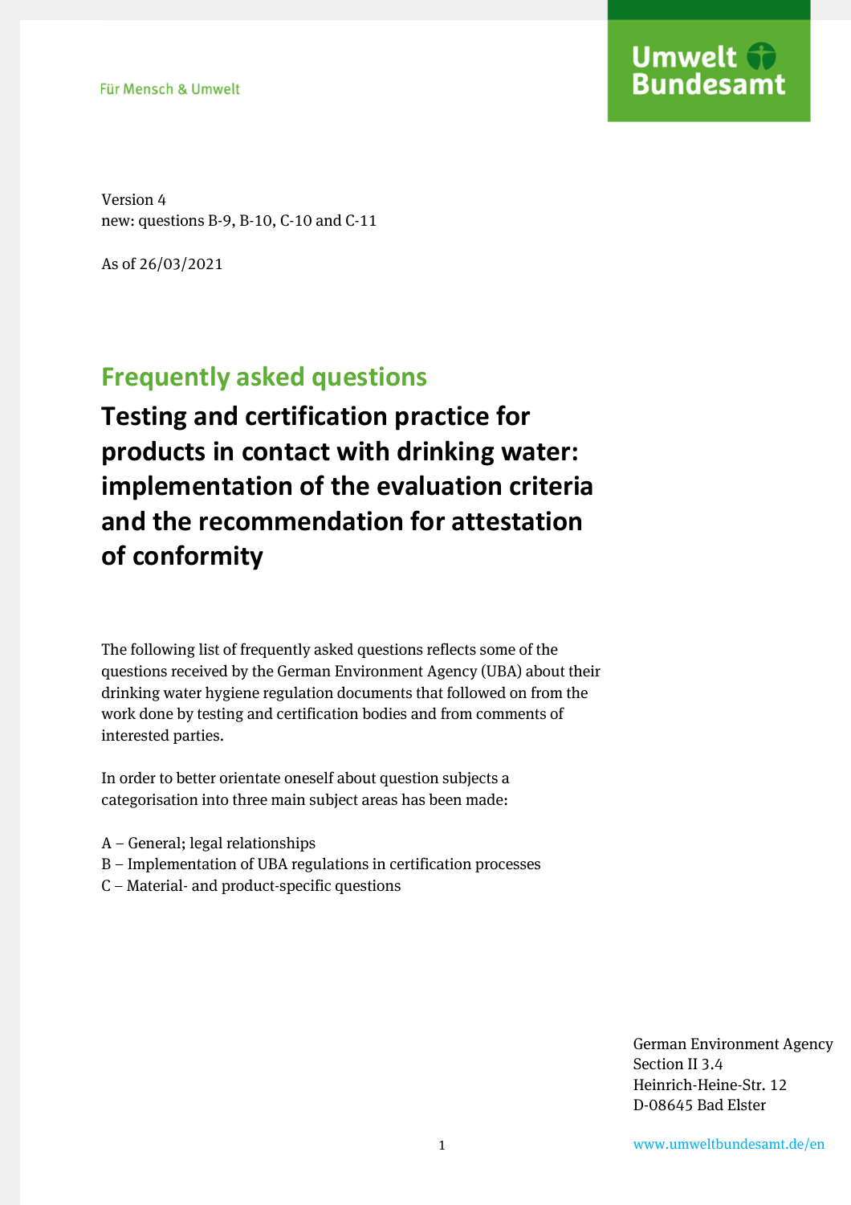Für Mensch & Umwelt

Umwelt Bundesamt

Version 4
new: questions B-9, B-10, C-10 and C-11

As of 26/03/2021

# Frequently asked questions

## Testing and certification practice for products in contact with drinking water: implementation of the evaluation criteria and the recommendation for attestation of conformity

The following list of frequently asked questions reflects some of the questions received by the German Environment Agency (UBA) about their drinking water hygiene regulation documents that followed on from the work done by testing and certification bodies and from comments of interested parties.

In order to better orientate oneself about question subjects a categorisation into three main subject areas has been made:

A – General; legal relationships
B – Implementation of UBA regulations in certification processes
C – Material- and product-specific questions

German Environment Agency
Section II 3.4
Heinrich-Heine-Str. 12
D-08645 Bad Elster

www.umweltbundesamt.de/en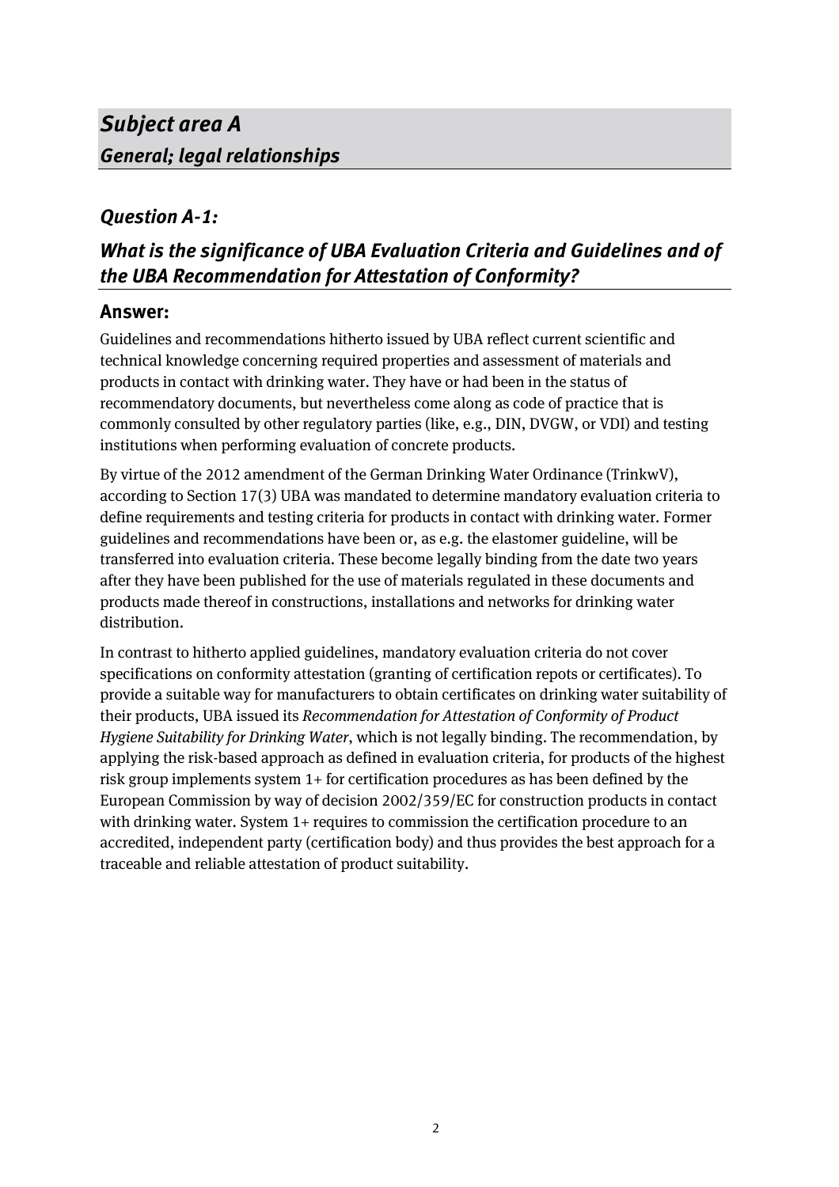## *Subject area A*
### *General; legal relationships*

### *Question A-1:*

### *What is the significance of UBA Evaluation Criteria and Guidelines and of the UBA Recommendation for Attestation of Conformity?*

**Answer:**

Guidelines and recommendations hitherto issued by UBA reflect current scientific and technical knowledge concerning required properties and assessment of materials and products in contact with drinking water. They have or had been in the status of recommendatory documents, but nevertheless come along as code of practice that is commonly consulted by other regulatory parties (like, e.g., DIN, DVGW, or VDI) and testing institutions when performing evaluation of concrete products.

By virtue of the 2012 amendment of the German Drinking Water Ordinance (TrinkwV), according to Section 17(3) UBA was mandated to determine mandatory evaluation criteria to define requirements and testing criteria for products in contact with drinking water. Former guidelines and recommendations have been or, as e.g. the elastomer guideline, will be transferred into evaluation criteria. These become legally binding from the date two years after they have been published for the use of materials regulated in these documents and products made thereof in constructions, installations and networks for drinking water distribution.

In contrast to hitherto applied guidelines, mandatory evaluation criteria do not cover specifications on conformity attestation (granting of certification repots or certificates). To provide a suitable way for manufacturers to obtain certificates on drinking water suitability of their products, UBA issued its *Recommendation for Attestation of Conformity of Product Hygiene Suitability for Drinking Water*, which is not legally binding. The recommendation, by applying the risk-based approach as defined in evaluation criteria, for products of the highest risk group implements system 1+ for certification procedures as has been defined by the European Commission by way of decision 2002/359/EC for construction products in contact with drinking water. System 1+ requires to commission the certification procedure to an accredited, independent party (certification body) and thus provides the best approach for a traceable and reliable attestation of product suitability.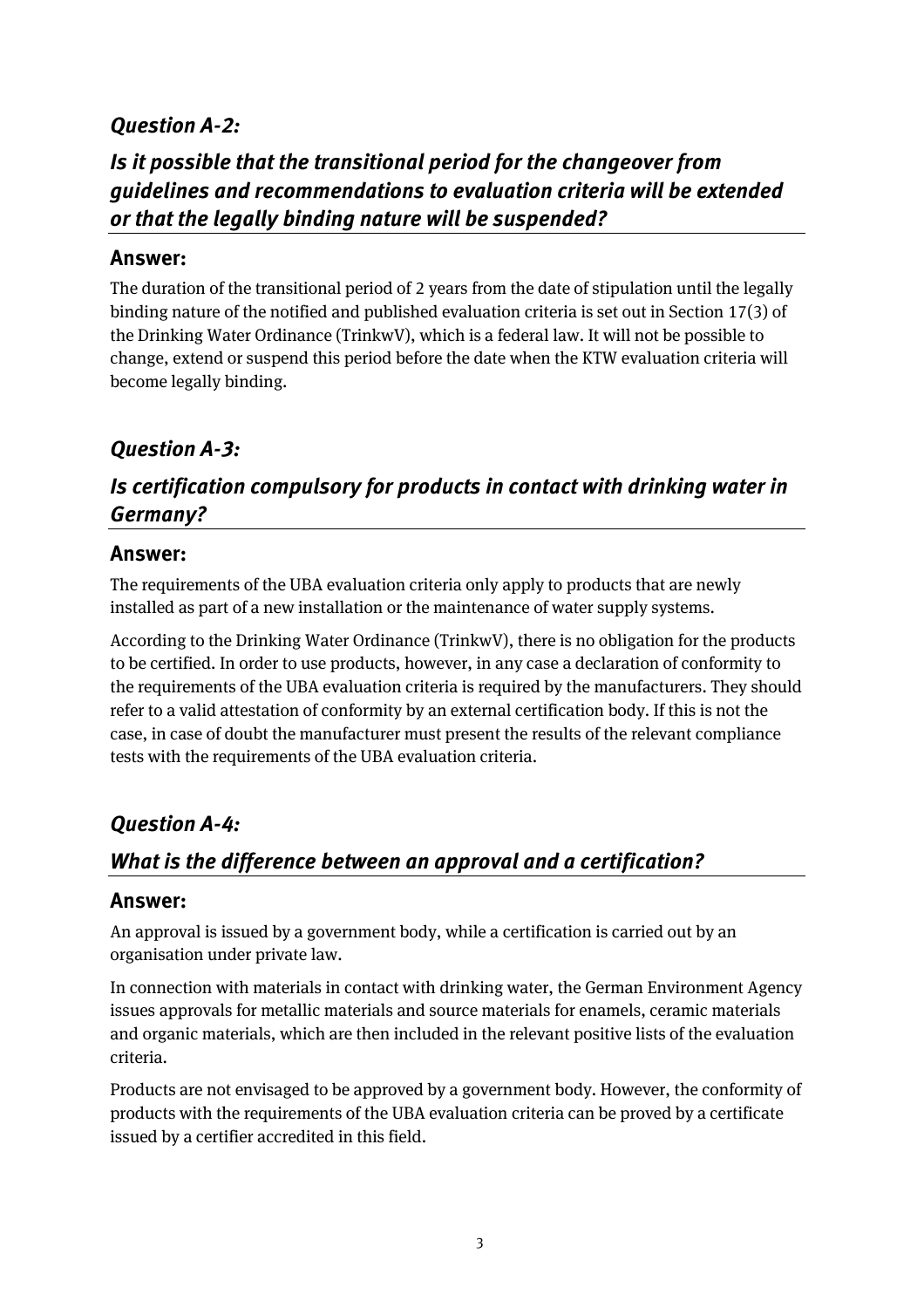### *Question A-2:*

### *Is it possible that the transitional period for the changeover from guidelines and recommendations to evaluation criteria will be extended or that the legally binding nature will be suspended?*

**Answer:**

The duration of the transitional period of 2 years from the date of stipulation until the legally binding nature of the notified and published evaluation criteria is set out in Section 17(3) of the Drinking Water Ordinance (TrinkwV), which is a federal law. It will not be possible to change, extend or suspend this period before the date when the KTW evaluation criteria will become legally binding.

### *Question A-3:*

### *Is certification compulsory for products in contact with drinking water in Germany?*

**Answer:**

The requirements of the UBA evaluation criteria only apply to products that are newly installed as part of a new installation or the maintenance of water supply systems.

According to the Drinking Water Ordinance (TrinkwV), there is no obligation for the products to be certified. In order to use products, however, in any case a declaration of conformity to the requirements of the UBA evaluation criteria is required by the manufacturers. They should refer to a valid attestation of conformity by an external certification body. If this is not the case, in case of doubt the manufacturer must present the results of the relevant compliance tests with the requirements of the UBA evaluation criteria.

### *Question A-4:*

### *What is the difference between an approval and a certification?*

**Answer:**

An approval is issued by a government body, while a certification is carried out by an organisation under private law.

In connection with materials in contact with drinking water, the German Environment Agency issues approvals for metallic materials and source materials for enamels, ceramic materials and organic materials, which are then included in the relevant positive lists of the evaluation criteria.

Products are not envisaged to be approved by a government body. However, the conformity of products with the requirements of the UBA evaluation criteria can be proved by a certificate issued by a certifier accredited in this field.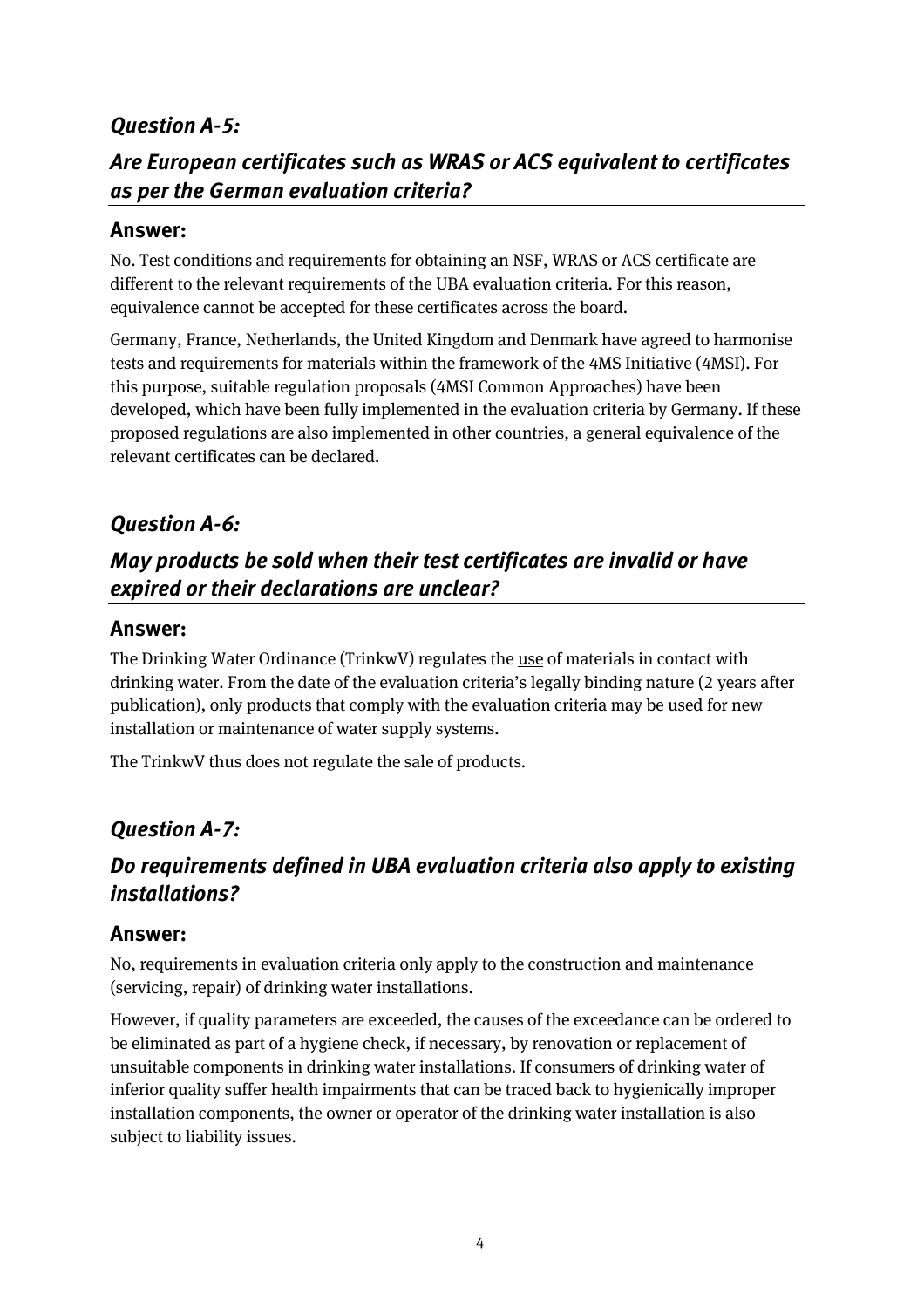## *Question A-5:*

## *Are European certificates such as WRAS or ACS equivalent to certificates as per the German evaluation criteria?*

### Answer:

No. Test conditions and requirements for obtaining an NSF, WRAS or ACS certificate are different to the relevant requirements of the UBA evaluation criteria. For this reason, equivalence cannot be accepted for these certificates across the board.

Germany, France, Netherlands, the United Kingdom and Denmark have agreed to harmonise tests and requirements for materials within the framework of the 4MS Initiative (4MSI). For this purpose, suitable regulation proposals (4MSI Common Approaches) have been developed, which have been fully implemented in the evaluation criteria by Germany. If these proposed regulations are also implemented in other countries, a general equivalence of the relevant certificates can be declared.

## *Question A-6:*

## *May products be sold when their test certificates are invalid or have expired or their declarations are unclear?*

### Answer:

The Drinking Water Ordinance (TrinkwV) regulates the <u>use</u> of materials in contact with drinking water. From the date of the evaluation criteria's legally binding nature (2 years after publication), only products that comply with the evaluation criteria may be used for new installation or maintenance of water supply systems.

The TrinkwV thus does not regulate the sale of products.

## *Question A-7:*

## *Do requirements defined in UBA evaluation criteria also apply to existing installations?*

### Answer:

No, requirements in evaluation criteria only apply to the construction and maintenance (servicing, repair) of drinking water installations.

However, if quality parameters are exceeded, the causes of the exceedance can be ordered to be eliminated as part of a hygiene check, if necessary, by renovation or replacement of unsuitable components in drinking water installations. If consumers of drinking water of inferior quality suffer health impairments that can be traced back to hygienically improper installation components, the owner or operator of the drinking water installation is also subject to liability issues.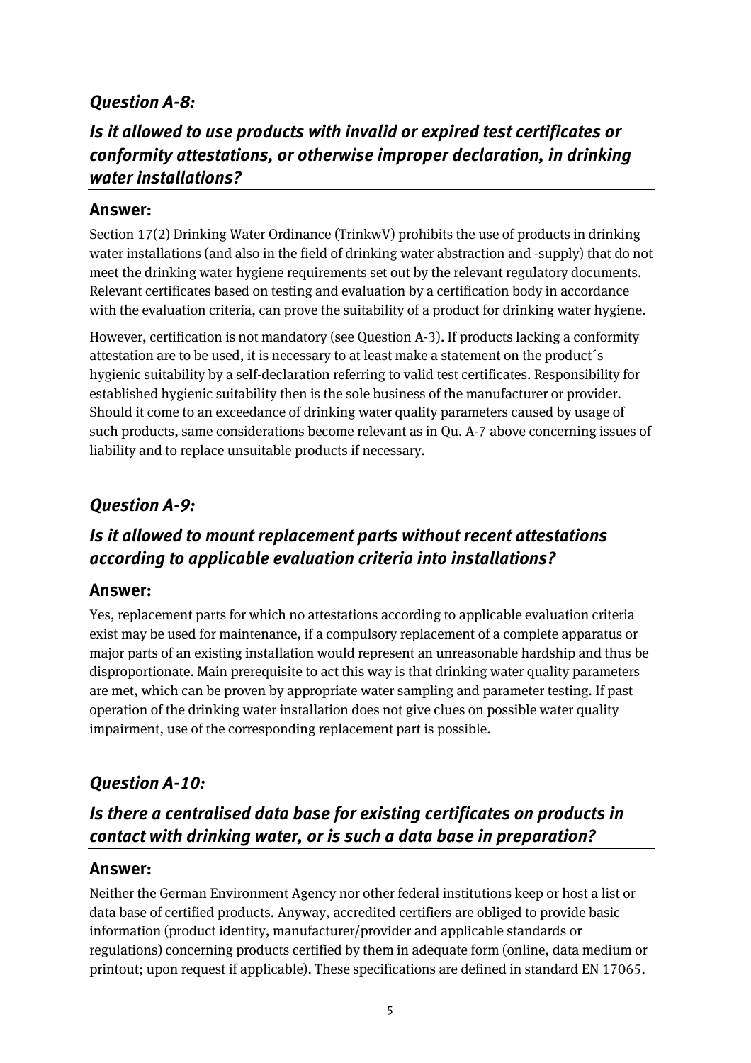### *Question A-8:*

### *Is it allowed to use products with invalid or expired test certificates or conformity attestations, or otherwise improper declaration, in drinking water installations?*

#### **Answer:**

Section 17(2) Drinking Water Ordinance (TrinkwV) prohibits the use of products in drinking water installations (and also in the field of drinking water abstraction and -supply) that do not meet the drinking water hygiene requirements set out by the relevant regulatory documents. Relevant certificates based on testing and evaluation by a certification body in accordance with the evaluation criteria, can prove the suitability of a product for drinking water hygiene.

However, certification is not mandatory (see Question A-3). If products lacking a conformity attestation are to be used, it is necessary to at least make a statement on the product´s hygienic suitability by a self-declaration referring to valid test certificates. Responsibility for established hygienic suitability then is the sole business of the manufacturer or provider. Should it come to an exceedance of drinking water quality parameters caused by usage of such products, same considerations become relevant as in Qu. A-7 above concerning issues of liability and to replace unsuitable products if necessary.

### *Question A-9:*

### *Is it allowed to mount replacement parts without recent attestations according to applicable evaluation criteria into installations?*

#### **Answer:**

Yes, replacement parts for which no attestations according to applicable evaluation criteria exist may be used for maintenance, if a compulsory replacement of a complete apparatus or major parts of an existing installation would represent an unreasonable hardship and thus be disproportionate. Main prerequisite to act this way is that drinking water quality parameters are met, which can be proven by appropriate water sampling and parameter testing. If past operation of the drinking water installation does not give clues on possible water quality impairment, use of the corresponding replacement part is possible.

### *Question A-10:*

### *Is there a centralised data base for existing certificates on products in contact with drinking water, or is such a data base in preparation?*

#### **Answer:**

Neither the German Environment Agency nor other federal institutions keep or host a list or data base of certified products. Anyway, accredited certifiers are obliged to provide basic information (product identity, manufacturer/provider and applicable standards or regulations) concerning products certified by them in adequate form (online, data medium or printout; upon request if applicable). These specifications are defined in standard EN 17065.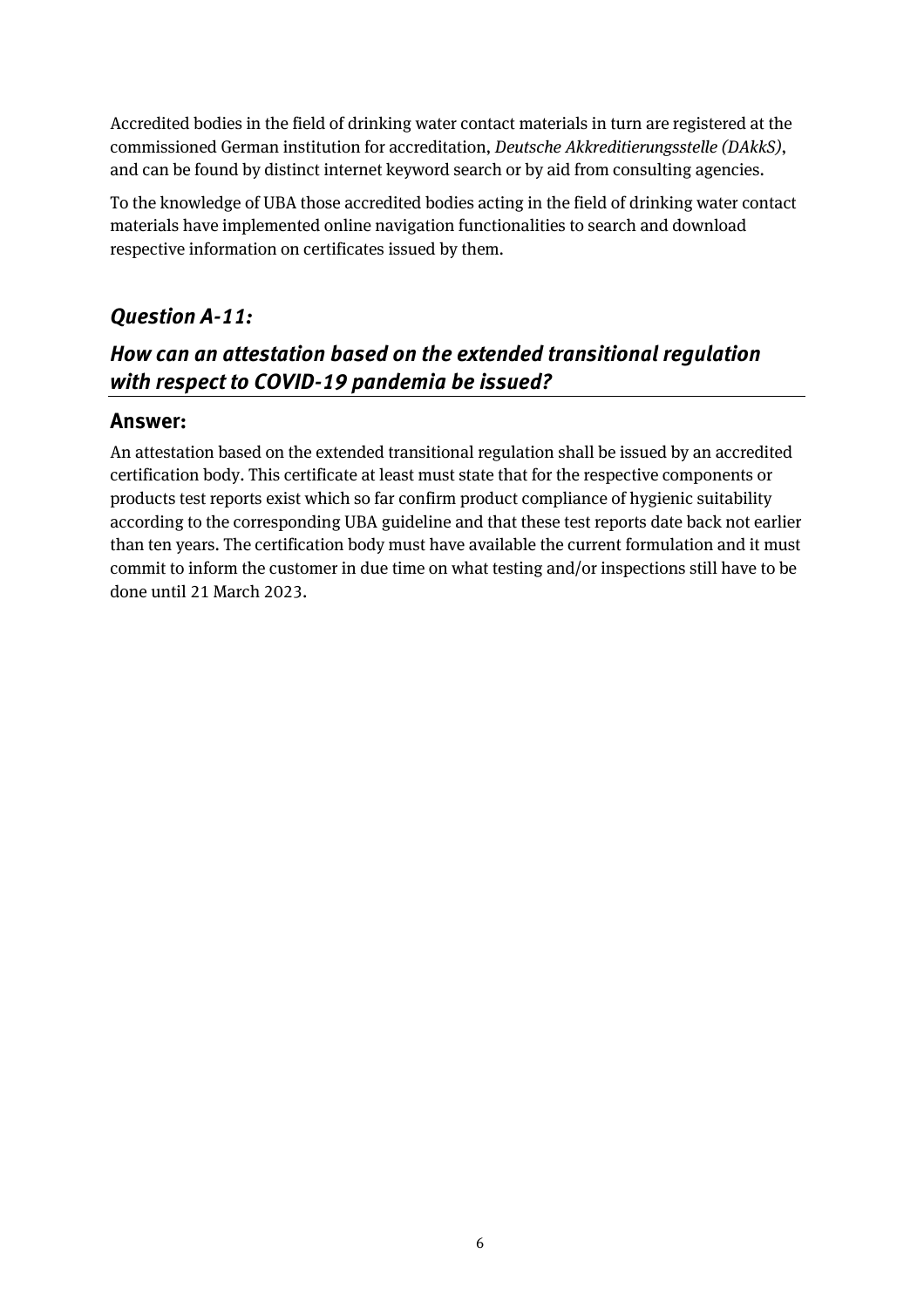Accredited bodies in the field of drinking water contact materials in turn are registered at the commissioned German institution for accreditation, *Deutsche Akkreditierungsstelle (DAkkS)*, and can be found by distinct internet keyword search or by aid from consulting agencies.

To the knowledge of UBA those accredited bodies acting in the field of drinking water contact materials have implemented online navigation functionalities to search and download respective information on certificates issued by them.

## *Question A-11:*

## *How can an attestation based on the extended transitional regulation with respect to COVID-19 pandemia be issued?*

### Answer:

An attestation based on the extended transitional regulation shall be issued by an accredited certification body. This certificate at least must state that for the respective components or products test reports exist which so far confirm product compliance of hygienic suitability according to the corresponding UBA guideline and that these test reports date back not earlier than ten years. The certification body must have available the current formulation and it must commit to inform the customer in due time on what testing and/or inspections still have to be done until 21 March 2023.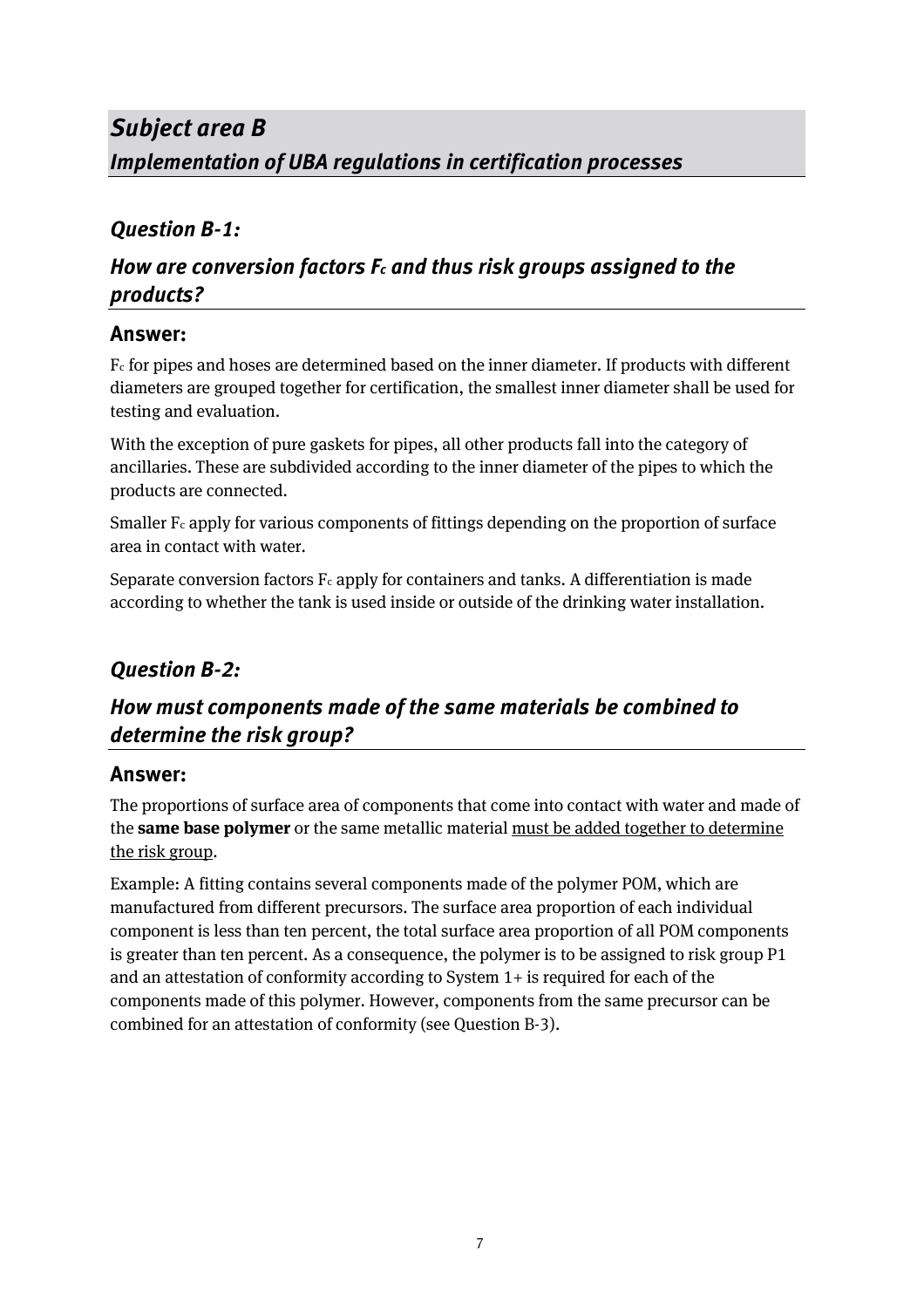## *Subject area B*
## *Implementation of UBA regulations in certification processes*

### *Question B-1:*

### *How are conversion factors $F_c$ and thus risk groups assigned to the products?*

#### Answer:

$F_c$ for pipes and hoses are determined based on the inner diameter. If products with different diameters are grouped together for certification, the smallest inner diameter shall be used for testing and evaluation.

With the exception of pure gaskets for pipes, all other products fall into the category of ancillaries. These are subdivided according to the inner diameter of the pipes to which the products are connected.

Smaller $F_c$ apply for various components of fittings depending on the proportion of surface area in contact with water.

Separate conversion factors $F_c$ apply for containers and tanks. A differentiation is made according to whether the tank is used inside or outside of the drinking water installation.

### *Question B-2:*

### *How must components made of the same materials be combined to determine the risk group?*

#### Answer:

The proportions of surface area of components that come into contact with water and made of the **same base polymer** or the same metallic material <u>must be added together to determine the risk group</u>.

Example: A fitting contains several components made of the polymer POM, which are manufactured from different precursors. The surface area proportion of each individual component is less than ten percent, the total surface area proportion of all POM components is greater than ten percent. As a consequence, the polymer is to be assigned to risk group P1 and an attestation of conformity according to System 1+ is required for each of the components made of this polymer. However, components from the same precursor can be combined for an attestation of conformity (see Question B-3).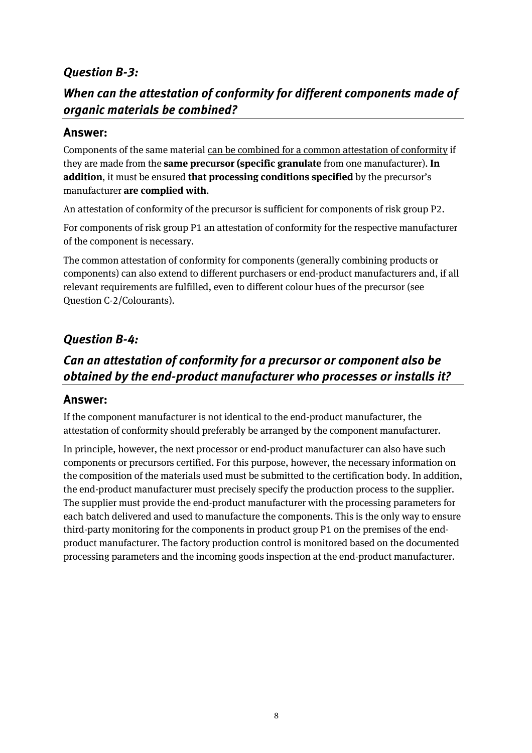### *Question B-3:*

### *When can the attestation of conformity for different components made of organic materials be combined?*

#### Answer:

Components of the same material <u>can be combined for a common attestation of conformity</u> if they are made from the **same precursor (specific granulate** from one manufacturer). **In addition**, it must be ensured **that processing conditions specified** by the precursor's manufacturer **are complied with**.

An attestation of conformity of the precursor is sufficient for components of risk group P2.

For components of risk group P1 an attestation of conformity for the respective manufacturer of the component is necessary.

The common attestation of conformity for components (generally combining products or components) can also extend to different purchasers or end-product manufacturers and, if all relevant requirements are fulfilled, even to different colour hues of the precursor (see Question C-2/Colourants).

### *Question B-4:*

### *Can an attestation of conformity for a precursor or component also be obtained by the end-product manufacturer who processes or installs it?*

#### Answer:

If the component manufacturer is not identical to the end-product manufacturer, the attestation of conformity should preferably be arranged by the component manufacturer.

In principle, however, the next processor or end-product manufacturer can also have such components or precursors certified. For this purpose, however, the necessary information on the composition of the materials used must be submitted to the certification body. In addition, the end-product manufacturer must precisely specify the production process to the supplier. The supplier must provide the end-product manufacturer with the processing parameters for each batch delivered and used to manufacture the components. This is the only way to ensure third-party monitoring for the components in product group P1 on the premises of the end-product manufacturer. The factory production control is monitored based on the documented processing parameters and the incoming goods inspection at the end-product manufacturer.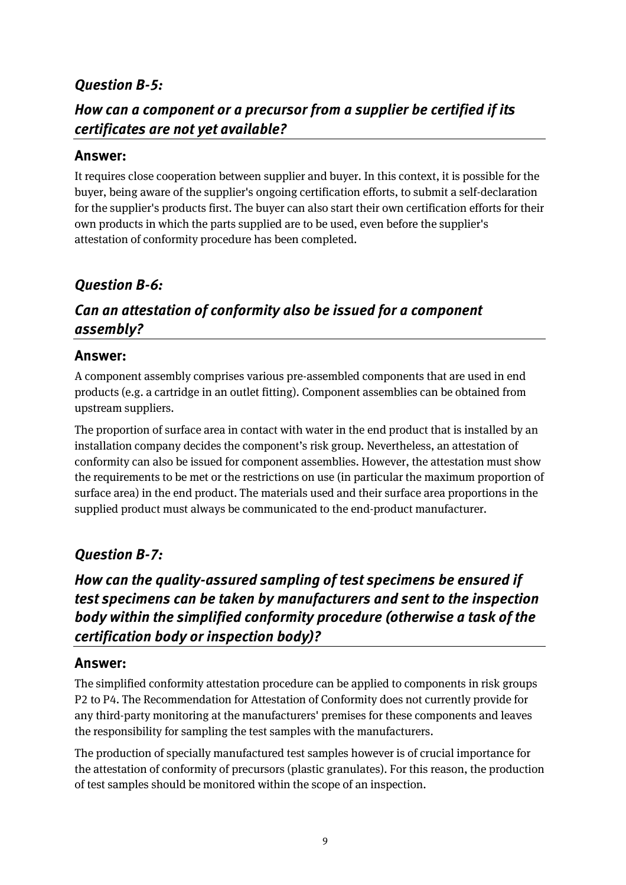### *Question B-5:*

### *How can a component or a precursor from a supplier be certified if its certificates are not yet available?*

**Answer:**

It requires close cooperation between supplier and buyer. In this context, it is possible for the buyer, being aware of the supplier's ongoing certification efforts, to submit a self-declaration for the supplier's products first. The buyer can also start their own certification efforts for their own products in which the parts supplied are to be used, even before the supplier's attestation of conformity procedure has been completed.

### *Question B-6:*

### *Can an attestation of conformity also be issued for a component assembly?*

**Answer:**

A component assembly comprises various pre-assembled components that are used in end products (e.g. a cartridge in an outlet fitting). Component assemblies can be obtained from upstream suppliers.

The proportion of surface area in contact with water in the end product that is installed by an installation company decides the component's risk group. Nevertheless, an attestation of conformity can also be issued for component assemblies. However, the attestation must show the requirements to be met or the restrictions on use (in particular the maximum proportion of surface area) in the end product. The materials used and their surface area proportions in the supplied product must always be communicated to the end-product manufacturer.

### *Question B-7:*

### *How can the quality-assured sampling of test specimens be ensured if test specimens can be taken by manufacturers and sent to the inspection body within the simplified conformity procedure (otherwise a task of the certification body or inspection body)?*

**Answer:**

The simplified conformity attestation procedure can be applied to components in risk groups P2 to P4. The Recommendation for Attestation of Conformity does not currently provide for any third-party monitoring at the manufacturers' premises for these components and leaves the responsibility for sampling the test samples with the manufacturers.

The production of specially manufactured test samples however is of crucial importance for the attestation of conformity of precursors (plastic granulates). For this reason, the production of test samples should be monitored within the scope of an inspection.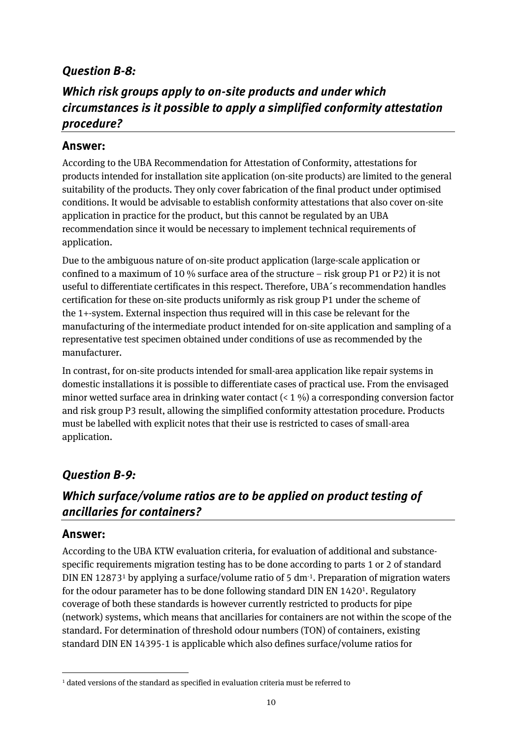### *Question B-8:*

### *Which risk groups apply to on-site products and under which circumstances is it possible to apply a simplified conformity attestation procedure?*

#### Answer:

According to the UBA Recommendation for Attestation of Conformity, attestations for products intended for installation site application (on-site products) are limited to the general suitability of the products. They only cover fabrication of the final product under optimised conditions. It would be advisable to establish conformity attestations that also cover on-site application in practice for the product, but this cannot be regulated by an UBA recommendation since it would be necessary to implement technical requirements of application.

Due to the ambiguous nature of on-site product application (large-scale application or confined to a maximum of 10 % surface area of the structure – risk group P1 or P2) it is not useful to differentiate certificates in this respect. Therefore, UBA´s recommendation handles certification for these on-site products uniformly as risk group P1 under the scheme of the 1+-system. External inspection thus required will in this case be relevant for the manufacturing of the intermediate product intended for on-site application and sampling of a representative test specimen obtained under conditions of use as recommended by the manufacturer.

In contrast, for on-site products intended for small-area application like repair systems in domestic installations it is possible to differentiate cases of practical use. From the envisaged minor wetted surface area in drinking water contact (< 1 %) a corresponding conversion factor and risk group P3 result, allowing the simplified conformity attestation procedure. Products must be labelled with explicit notes that their use is restricted to cases of small-area application.

### *Question B-9:*

### *Which surface/volume ratios are to be applied on product testing of ancillaries for containers?*

#### Answer:

According to the UBA KTW evaluation criteria, for evaluation of additional and substance-specific requirements migration testing has to be done according to parts 1 or 2 of standard DIN EN 12873[1] by applying a surface/volume ratio of 5 $dm^{-1}$. Preparation of migration waters for the odour parameter has to be done following standard DIN EN 1420[1]. Regulatory coverage of both these standards is however currently restricted to products for pipe (network) systems, which means that ancillaries for containers are not within the scope of the standard. For determination of threshold odour numbers (TON) of containers, existing standard DIN EN 14395-1 is applicable which also defines surface/volume ratios for

---

[1] dated versions of the standard as specified in evaluation criteria must be referred to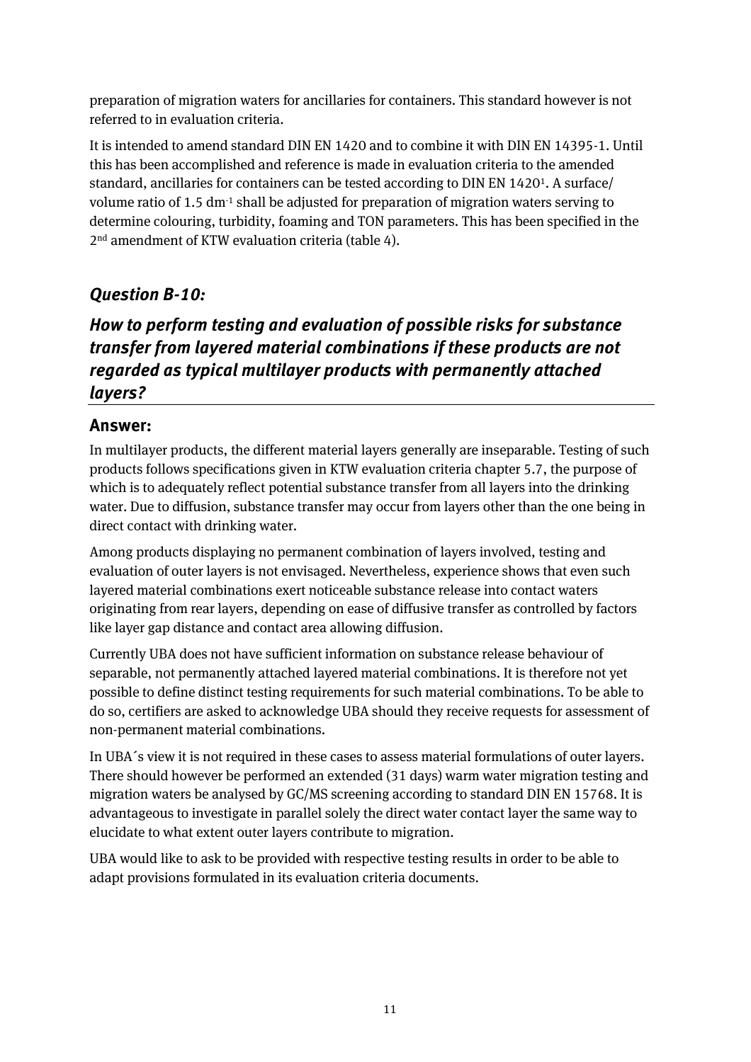preparation of migration waters for ancillaries for containers. This standard however is not referred to in evaluation criteria.

It is intended to amend standard DIN EN 1420 and to combine it with DIN EN 14395-1. Until this has been accomplished and reference is made in evaluation criteria to the amended standard, ancillaries for containers can be tested according to DIN EN 1420[1]. A surface/ volume ratio of 1.5 $dm^{-1}$ shall be adjusted for preparation of migration waters serving to determine colouring, turbidity, foaming and TON parameters. This has been specified in the 2nd amendment of KTW evaluation criteria (table 4).

## *Question B-10:*

## *How to perform testing and evaluation of possible risks for substance transfer from layered material combinations if these products are not regarded as typical multilayer products with permanently attached layers?*

### **Answer:**

In multilayer products, the different material layers generally are inseparable. Testing of such products follows specifications given in KTW evaluation criteria chapter 5.7, the purpose of which is to adequately reflect potential substance transfer from all layers into the drinking water. Due to diffusion, substance transfer may occur from layers other than the one being in direct contact with drinking water.

Among products displaying no permanent combination of layers involved, testing and evaluation of outer layers is not envisaged. Nevertheless, experience shows that even such layered material combinations exert noticeable substance release into contact waters originating from rear layers, depending on ease of diffusive transfer as controlled by factors like layer gap distance and contact area allowing diffusion.

Currently UBA does not have sufficient information on substance release behaviour of separable, not permanently attached layered material combinations. It is therefore not yet possible to define distinct testing requirements for such material combinations. To be able to do so, certifiers are asked to acknowledge UBA should they receive requests for assessment of non-permanent material combinations.

In UBA´s view it is not required in these cases to assess material formulations of outer layers. There should however be performed an extended (31 days) warm water migration testing and migration waters be analysed by GC/MS screening according to standard DIN EN 15768. It is advantageous to investigate in parallel solely the direct water contact layer the same way to elucidate to what extent outer layers contribute to migration.

UBA would like to ask to be provided with respective testing results in order to be able to adapt provisions formulated in its evaluation criteria documents.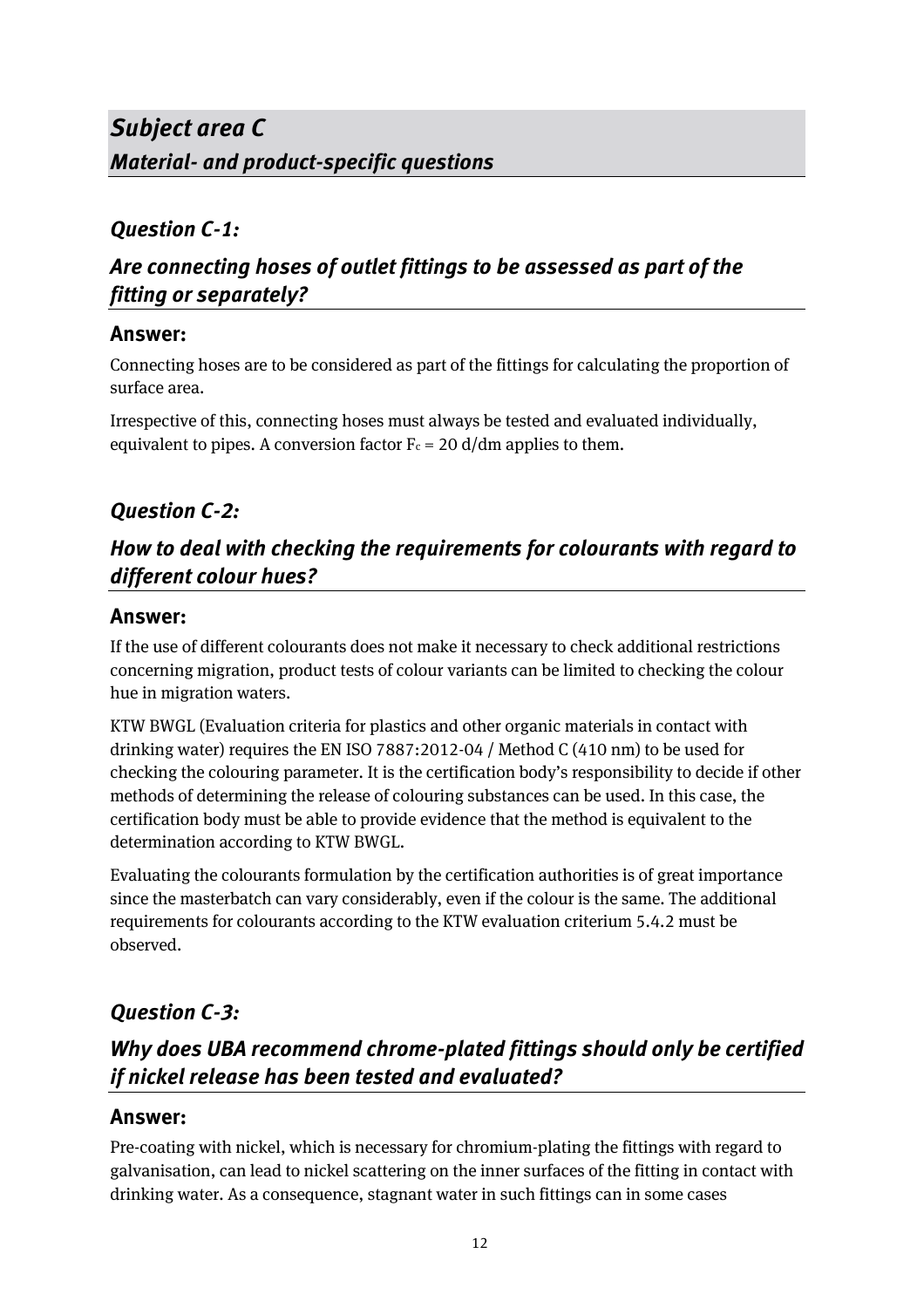## *Subject area C*
### *Material- and product-specific questions*

### *Question C-1:*

### *Are connecting hoses of outlet fittings to be assessed as part of the fitting or separately?*

#### Answer:

Connecting hoses are to be considered as part of the fittings for calculating the proportion of surface area.

Irrespective of this, connecting hoses must always be tested and evaluated individually, equivalent to pipes. A conversion factor $F_c$ = 20 d/dm applies to them.

### *Question C-2:*

### *How to deal with checking the requirements for colourants with regard to different colour hues?*

#### Answer:

If the use of different colourants does not make it necessary to check additional restrictions concerning migration, product tests of colour variants can be limited to checking the colour hue in migration waters.

KTW BWGL (Evaluation criteria for plastics and other organic materials in contact with drinking water) requires the EN ISO 7887:2012-04 / Method C (410 nm) to be used for checking the colouring parameter. It is the certification body's responsibility to decide if other methods of determining the release of colouring substances can be used. In this case, the certification body must be able to provide evidence that the method is equivalent to the determination according to KTW BWGL.

Evaluating the colourants formulation by the certification authorities is of great importance since the masterbatch can vary considerably, even if the colour is the same. The additional requirements for colourants according to the KTW evaluation criterium 5.4.2 must be observed.

### *Question C-3:*

### *Why does UBA recommend chrome-plated fittings should only be certified if nickel release has been tested and evaluated?*

#### Answer:

Pre-coating with nickel, which is necessary for chromium-plating the fittings with regard to galvanisation, can lead to nickel scattering on the inner surfaces of the fitting in contact with drinking water. As a consequence, stagnant water in such fittings can in some cases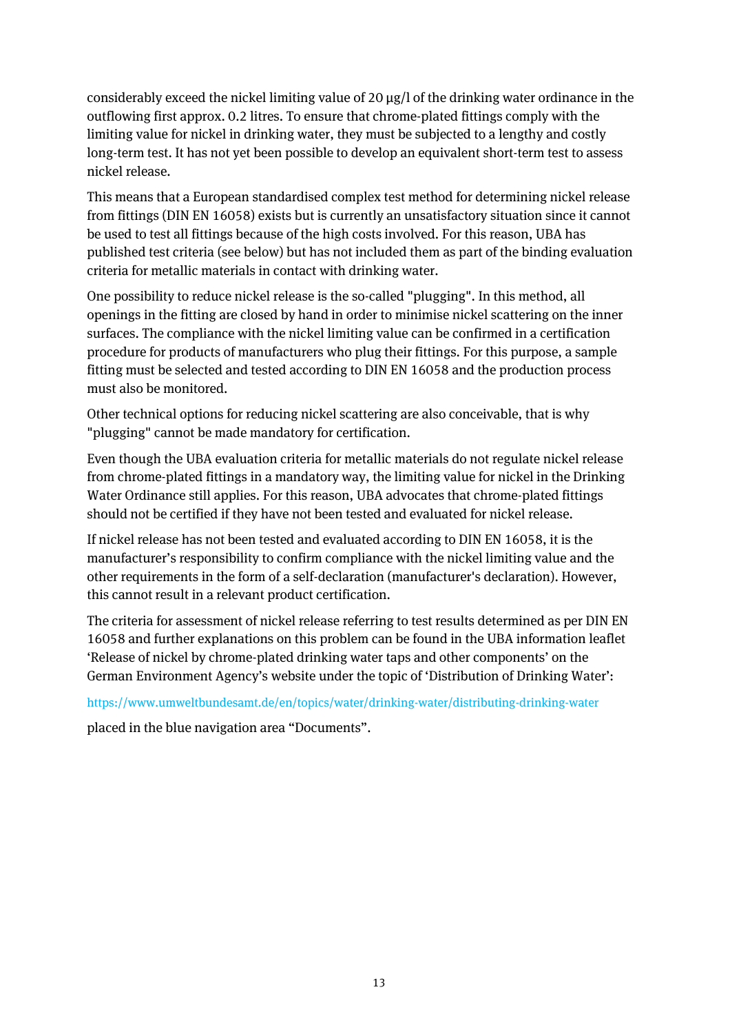considerably exceed the nickel limiting value of 20 µg/l of the drinking water ordinance in the outflowing first approx. 0.2 litres. To ensure that chrome-plated fittings comply with the limiting value for nickel in drinking water, they must be subjected to a lengthy and costly long-term test. It has not yet been possible to develop an equivalent short-term test to assess nickel release.

This means that a European standardised complex test method for determining nickel release from fittings (DIN EN 16058) exists but is currently an unsatisfactory situation since it cannot be used to test all fittings because of the high costs involved. For this reason, UBA has published test criteria (see below) but has not included them as part of the binding evaluation criteria for metallic materials in contact with drinking water.

One possibility to reduce nickel release is the so-called "plugging". In this method, all openings in the fitting are closed by hand in order to minimise nickel scattering on the inner surfaces. The compliance with the nickel limiting value can be confirmed in a certification procedure for products of manufacturers who plug their fittings. For this purpose, a sample fitting must be selected and tested according to DIN EN 16058 and the production process must also be monitored.

Other technical options for reducing nickel scattering are also conceivable, that is why "plugging" cannot be made mandatory for certification.

Even though the UBA evaluation criteria for metallic materials do not regulate nickel release from chrome-plated fittings in a mandatory way, the limiting value for nickel in the Drinking Water Ordinance still applies. For this reason, UBA advocates that chrome-plated fittings should not be certified if they have not been tested and evaluated for nickel release.

If nickel release has not been tested and evaluated according to DIN EN 16058, it is the manufacturer's responsibility to confirm compliance with the nickel limiting value and the other requirements in the form of a self-declaration (manufacturer's declaration). However, this cannot result in a relevant product certification.

The criteria for assessment of nickel release referring to test results determined as per DIN EN 16058 and further explanations on this problem can be found in the UBA information leaflet 'Release of nickel by chrome-plated drinking water taps and other components' on the German Environment Agency's website under the topic of 'Distribution of Drinking Water':

https://www.umweltbundesamt.de/en/topics/water/drinking-water/distributing-drinking-water

placed in the blue navigation area "Documents".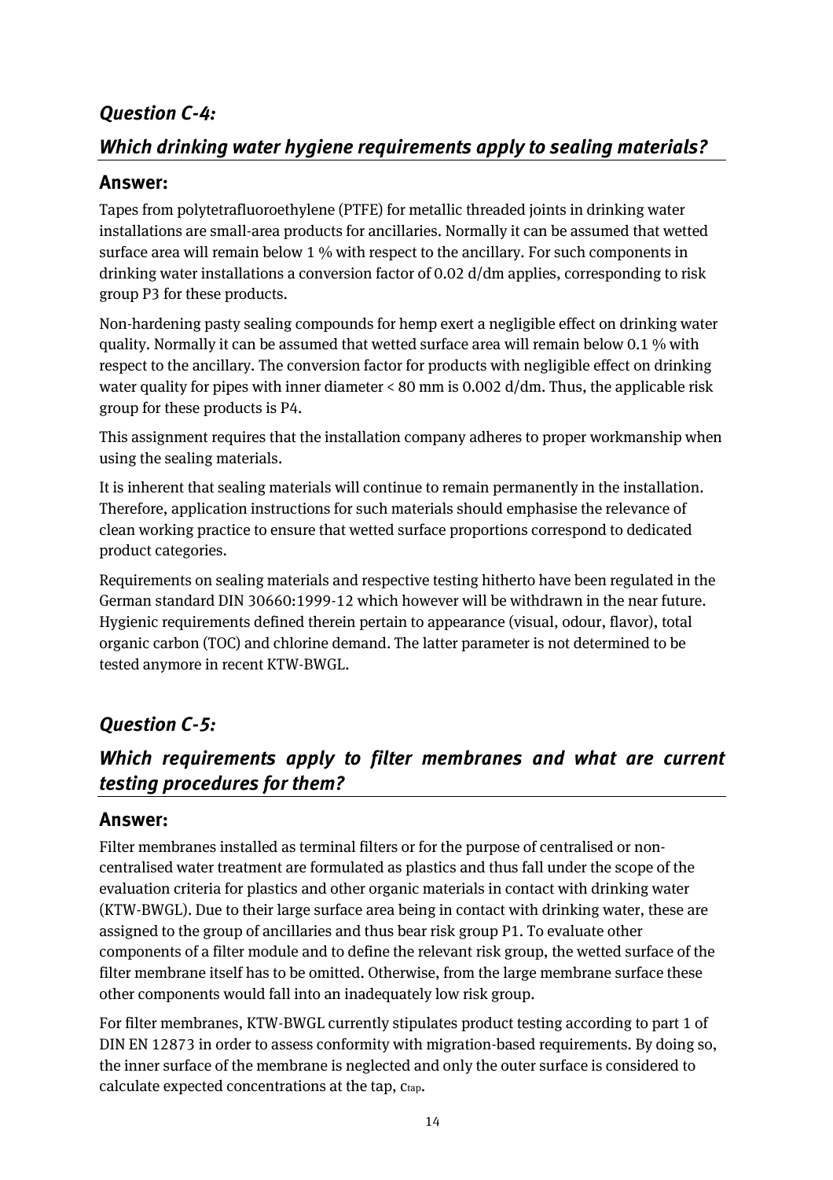### *Question C-4:*

### *Which drinking water hygiene requirements apply to sealing materials?*

#### **Answer:**

Tapes from polytetrafluoroethylene (PTFE) for metallic threaded joints in drinking water installations are small-area products for ancillaries. Normally it can be assumed that wetted surface area will remain below 1 % with respect to the ancillary. For such components in drinking water installations a conversion factor of 0.02 d/dm applies, corresponding to risk group P3 for these products.

Non-hardening pasty sealing compounds for hemp exert a negligible effect on drinking water quality. Normally it can be assumed that wetted surface area will remain below 0.1 % with respect to the ancillary. The conversion factor for products with negligible effect on drinking water quality for pipes with inner diameter < 80 mm is 0.002 d/dm. Thus, the applicable risk group for these products is P4.

This assignment requires that the installation company adheres to proper workmanship when using the sealing materials.

It is inherent that sealing materials will continue to remain permanently in the installation. Therefore, application instructions for such materials should emphasise the relevance of clean working practice to ensure that wetted surface proportions correspond to dedicated product categories.

Requirements on sealing materials and respective testing hitherto have been regulated in the German standard DIN 30660:1999-12 which however will be withdrawn in the near future. Hygienic requirements defined therein pertain to appearance (visual, odour, flavor), total organic carbon (TOC) and chlorine demand. The latter parameter is not determined to be tested anymore in recent KTW-BWGL.

### *Question C-5:*

### *Which requirements apply to filter membranes and what are current testing procedures for them?*

#### **Answer:**

Filter membranes installed as terminal filters or for the purpose of centralised or non-centralised water treatment are formulated as plastics and thus fall under the scope of the evaluation criteria for plastics and other organic materials in contact with drinking water (KTW-BWGL). Due to their large surface area being in contact with drinking water, these are assigned to the group of ancillaries and thus bear risk group P1. To evaluate other components of a filter module and to define the relevant risk group, the wetted surface of the filter membrane itself has to be omitted. Otherwise, from the large membrane surface these other components would fall into an inadequately low risk group.

For filter membranes, KTW-BWGL currently stipulates product testing according to part 1 of DIN EN 12873 in order to assess conformity with migration-based requirements. By doing so, the inner surface of the membrane is neglected and only the outer surface is considered to calculate expected concentrations at the tap, $c_{tap}$.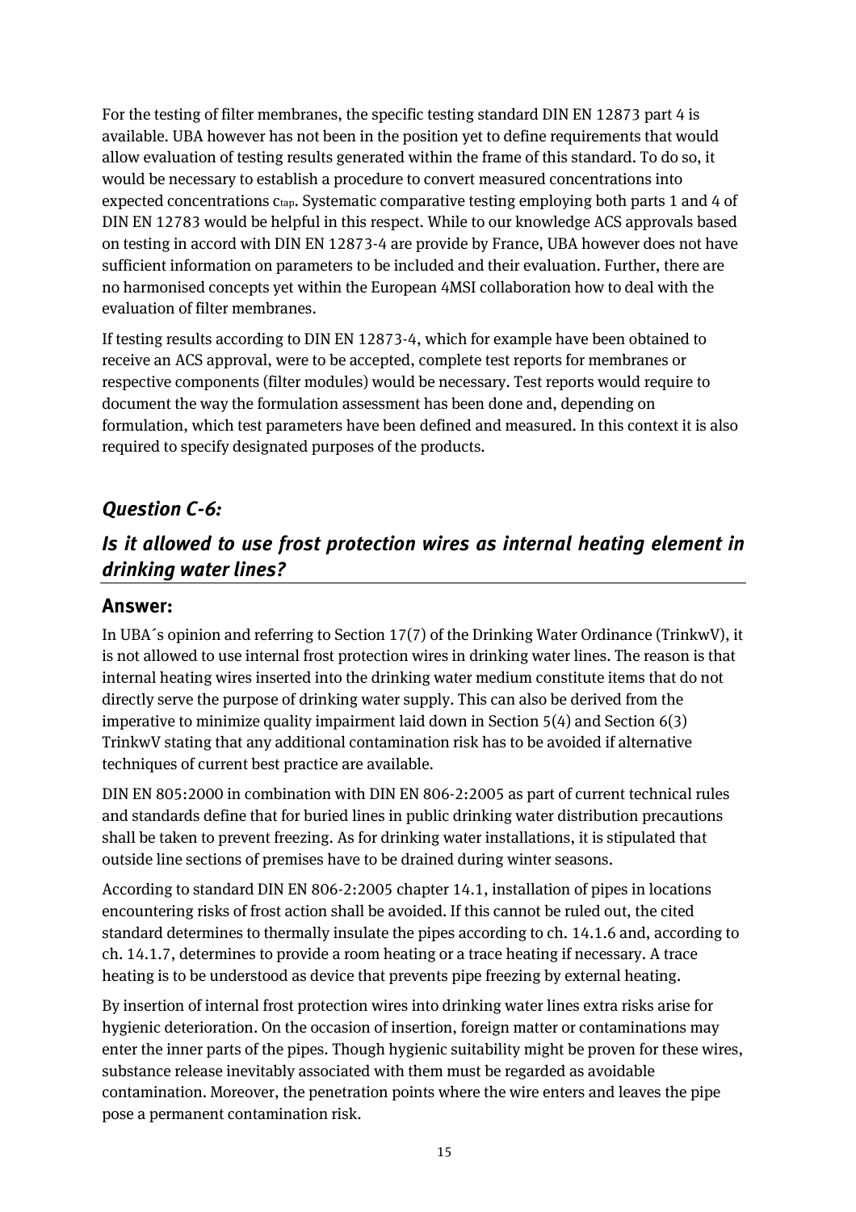For the testing of filter membranes, the specific testing standard DIN EN 12873 part 4 is available. UBA however has not been in the position yet to define requirements that would allow evaluation of testing results generated within the frame of this standard. To do so, it would be necessary to establish a procedure to convert measured concentrations into expected concentrations $c_{tap}$. Systematic comparative testing employing both parts 1 and 4 of DIN EN 12783 would be helpful in this respect. While to our knowledge ACS approvals based on testing in accord with DIN EN 12873-4 are provide by France, UBA however does not have sufficient information on parameters to be included and their evaluation. Further, there are no harmonised concepts yet within the European 4MSI collaboration how to deal with the evaluation of filter membranes.

If testing results according to DIN EN 12873-4, which for example have been obtained to receive an ACS approval, were to be accepted, complete test reports for membranes or respective components (filter modules) would be necessary. Test reports would require to document the way the formulation assessment has been done and, depending on formulation, which test parameters have been defined and measured. In this context it is also required to specify designated purposes of the products.

## *Question C-6:*

## *Is it allowed to use frost protection wires as internal heating element in drinking water lines?*

### Answer:

In UBA´s opinion and referring to Section 17(7) of the Drinking Water Ordinance (TrinkwV), it is not allowed to use internal frost protection wires in drinking water lines. The reason is that internal heating wires inserted into the drinking water medium constitute items that do not directly serve the purpose of drinking water supply. This can also be derived from the imperative to minimize quality impairment laid down in Section 5(4) and Section 6(3) TrinkwV stating that any additional contamination risk has to be avoided if alternative techniques of current best practice are available.

DIN EN 805:2000 in combination with DIN EN 806-2:2005 as part of current technical rules and standards define that for buried lines in public drinking water distribution precautions shall be taken to prevent freezing. As for drinking water installations, it is stipulated that outside line sections of premises have to be drained during winter seasons.

According to standard DIN EN 806-2:2005 chapter 14.1, installation of pipes in locations encountering risks of frost action shall be avoided. If this cannot be ruled out, the cited standard determines to thermally insulate the pipes according to ch. 14.1.6 and, according to ch. 14.1.7, determines to provide a room heating or a trace heating if necessary. A trace heating is to be understood as device that prevents pipe freezing by external heating.

By insertion of internal frost protection wires into drinking water lines extra risks arise for hygienic deterioration. On the occasion of insertion, foreign matter or contaminations may enter the inner parts of the pipes. Though hygienic suitability might be proven for these wires, substance release inevitably associated with them must be regarded as avoidable contamination. Moreover, the penetration points where the wire enters and leaves the pipe pose a permanent contamination risk.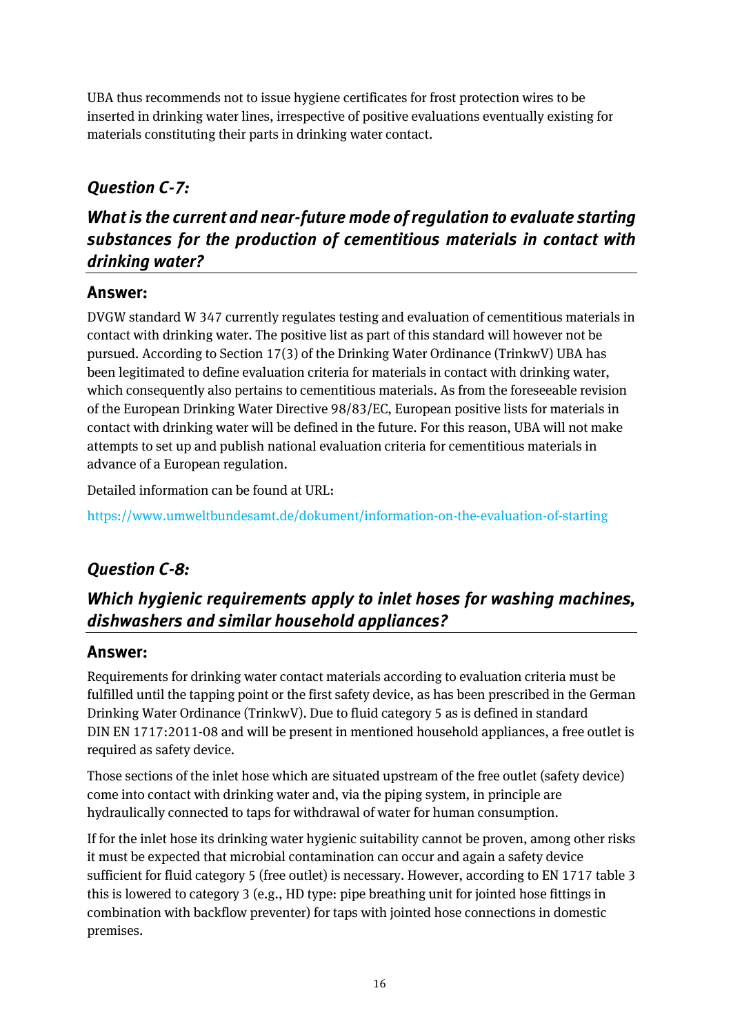UBA thus recommends not to issue hygiene certificates for frost protection wires to be inserted in drinking water lines, irrespective of positive evaluations eventually existing for materials constituting their parts in drinking water contact.

## *Question C-7:*

## *What is the current and near-future mode of regulation to evaluate starting substances for the production of cementitious materials in contact with drinking water?*

### Answer:

DVGW standard W 347 currently regulates testing and evaluation of cementitious materials in contact with drinking water. The positive list as part of this standard will however not be pursued. According to Section 17(3) of the Drinking Water Ordinance (TrinkwV) UBA has been legitimated to define evaluation criteria for materials in contact with drinking water, which consequently also pertains to cementitious materials. As from the foreseeable revision of the European Drinking Water Directive 98/83/EC, European positive lists for materials in contact with drinking water will be defined in the future. For this reason, UBA will not make attempts to set up and publish national evaluation criteria for cementitious materials in advance of a European regulation.

Detailed information can be found at URL:

https://www.umweltbundesamt.de/dokument/information-on-the-evaluation-of-starting

## *Question C-8:*

## *Which hygienic requirements apply to inlet hoses for washing machines, dishwashers and similar household appliances?*

### Answer:

Requirements for drinking water contact materials according to evaluation criteria must be fulfilled until the tapping point or the first safety device, as has been prescribed in the German Drinking Water Ordinance (TrinkwV). Due to fluid category 5 as is defined in standard DIN EN 1717:2011-08 and will be present in mentioned household appliances, a free outlet is required as safety device.

Those sections of the inlet hose which are situated upstream of the free outlet (safety device) come into contact with drinking water and, via the piping system, in principle are hydraulically connected to taps for withdrawal of water for human consumption.

If for the inlet hose its drinking water hygienic suitability cannot be proven, among other risks it must be expected that microbial contamination can occur and again a safety device sufficient for fluid category 5 (free outlet) is necessary. However, according to EN 1717 table 3 this is lowered to category 3 (e.g., HD type: pipe breathing unit for jointed hose fittings in combination with backflow preventer) for taps with jointed hose connections in domestic premises.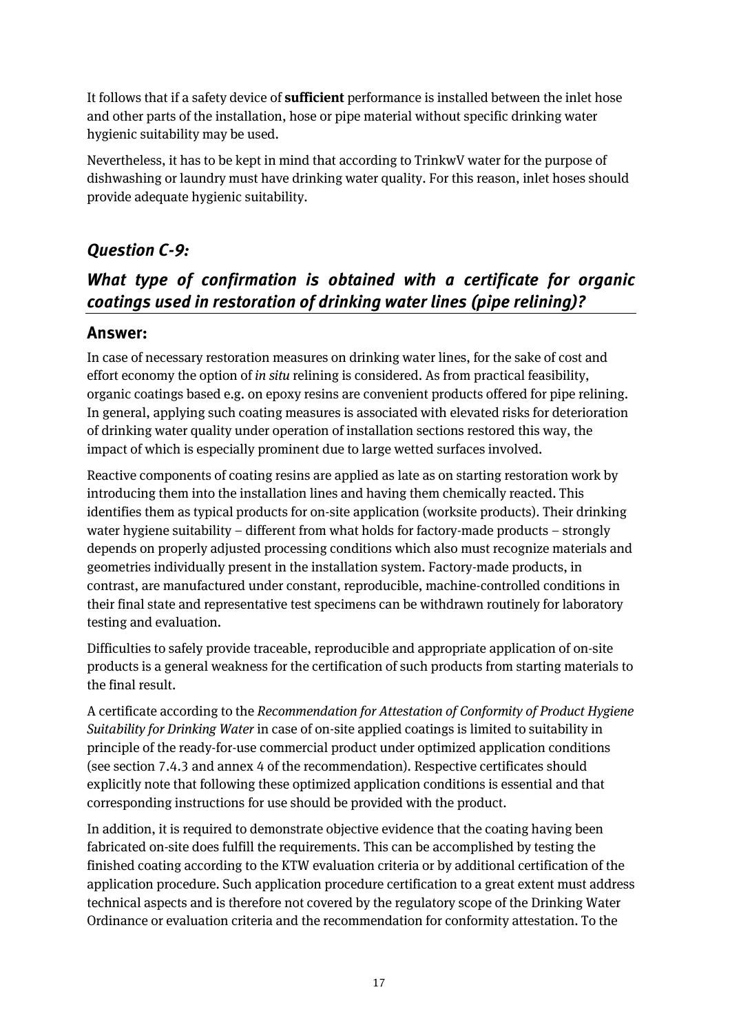It follows that if a safety device of **sufficient** performance is installed between the inlet hose and other parts of the installation, hose or pipe material without specific drinking water hygienic suitability may be used.

Nevertheless, it has to be kept in mind that according to TrinkwV water for the purpose of dishwashing or laundry must have drinking water quality. For this reason, inlet hoses should provide adequate hygienic suitability.

## *Question C-9:*

## *What type of confirmation is obtained with a certificate for organic coatings used in restoration of drinking water lines (pipe relining)?*

### Answer:

In case of necessary restoration measures on drinking water lines, for the sake of cost and effort economy the option of *in situ* relining is considered. As from practical feasibility, organic coatings based e.g. on epoxy resins are convenient products offered for pipe relining. In general, applying such coating measures is associated with elevated risks for deterioration of drinking water quality under operation of installation sections restored this way, the impact of which is especially prominent due to large wetted surfaces involved.

Reactive components of coating resins are applied as late as on starting restoration work by introducing them into the installation lines and having them chemically reacted. This identifies them as typical products for on-site application (worksite products). Their drinking water hygiene suitability – different from what holds for factory-made products – strongly depends on properly adjusted processing conditions which also must recognize materials and geometries individually present in the installation system. Factory-made products, in contrast, are manufactured under constant, reproducible, machine-controlled conditions in their final state and representative test specimens can be withdrawn routinely for laboratory testing and evaluation.

Difficulties to safely provide traceable, reproducible and appropriate application of on-site products is a general weakness for the certification of such products from starting materials to the final result.

A certificate according to the *Recommendation for Attestation of Conformity of Product Hygiene Suitability for Drinking Water* in case of on-site applied coatings is limited to suitability in principle of the ready-for-use commercial product under optimized application conditions (see section 7.4.3 and annex 4 of the recommendation). Respective certificates should explicitly note that following these optimized application conditions is essential and that corresponding instructions for use should be provided with the product.

In addition, it is required to demonstrate objective evidence that the coating having been fabricated on-site does fulfill the requirements. This can be accomplished by testing the finished coating according to the KTW evaluation criteria or by additional certification of the application procedure. Such application procedure certification to a great extent must address technical aspects and is therefore not covered by the regulatory scope of the Drinking Water Ordinance or evaluation criteria and the recommendation for conformity attestation. To the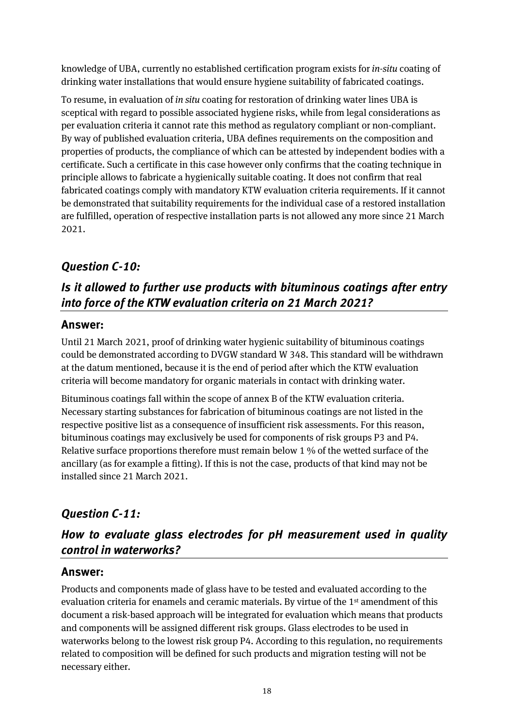knowledge of UBA, currently no established certification program exists for *in-situ* coating of drinking water installations that would ensure hygiene suitability of fabricated coatings.

To resume, in evaluation of *in situ* coating for restoration of drinking water lines UBA is sceptical with regard to possible associated hygiene risks, while from legal considerations as per evaluation criteria it cannot rate this method as regulatory compliant or non-compliant. By way of published evaluation criteria, UBA defines requirements on the composition and properties of products, the compliance of which can be attested by independent bodies with a certificate. Such a certificate in this case however only confirms that the coating technique in principle allows to fabricate a hygienically suitable coating. It does not confirm that real fabricated coatings comply with mandatory KTW evaluation criteria requirements. If it cannot be demonstrated that suitability requirements for the individual case of a restored installation are fulfilled, operation of respective installation parts is not allowed any more since 21 March 2021.

## *Question C-10:*

## *Is it allowed to further use products with bituminous coatings after entry into force of the KTW evaluation criteria on 21 March 2021?*

### Answer:

Until 21 March 2021, proof of drinking water hygienic suitability of bituminous coatings could be demonstrated according to DVGW standard W 348. This standard will be withdrawn at the datum mentioned, because it is the end of period after which the KTW evaluation criteria will become mandatory for organic materials in contact with drinking water.

Bituminous coatings fall within the scope of annex B of the KTW evaluation criteria. Necessary starting substances for fabrication of bituminous coatings are not listed in the respective positive list as a consequence of insufficient risk assessments. For this reason, bituminous coatings may exclusively be used for components of risk groups P3 and P4. Relative surface proportions therefore must remain below 1 % of the wetted surface of the ancillary (as for example a fitting). If this is not the case, products of that kind may not be installed since 21 March 2021.

## *Question C-11:*

## *How to evaluate glass electrodes for pH measurement used in quality control in waterworks?*

### Answer:

Products and components made of glass have to be tested and evaluated according to the evaluation criteria for enamels and ceramic materials. By virtue of the 1st amendment of this document a risk-based approach will be integrated for evaluation which means that products and components will be assigned different risk groups. Glass electrodes to be used in waterworks belong to the lowest risk group P4. According to this regulation, no requirements related to composition will be defined for such products and migration testing will not be necessary either.